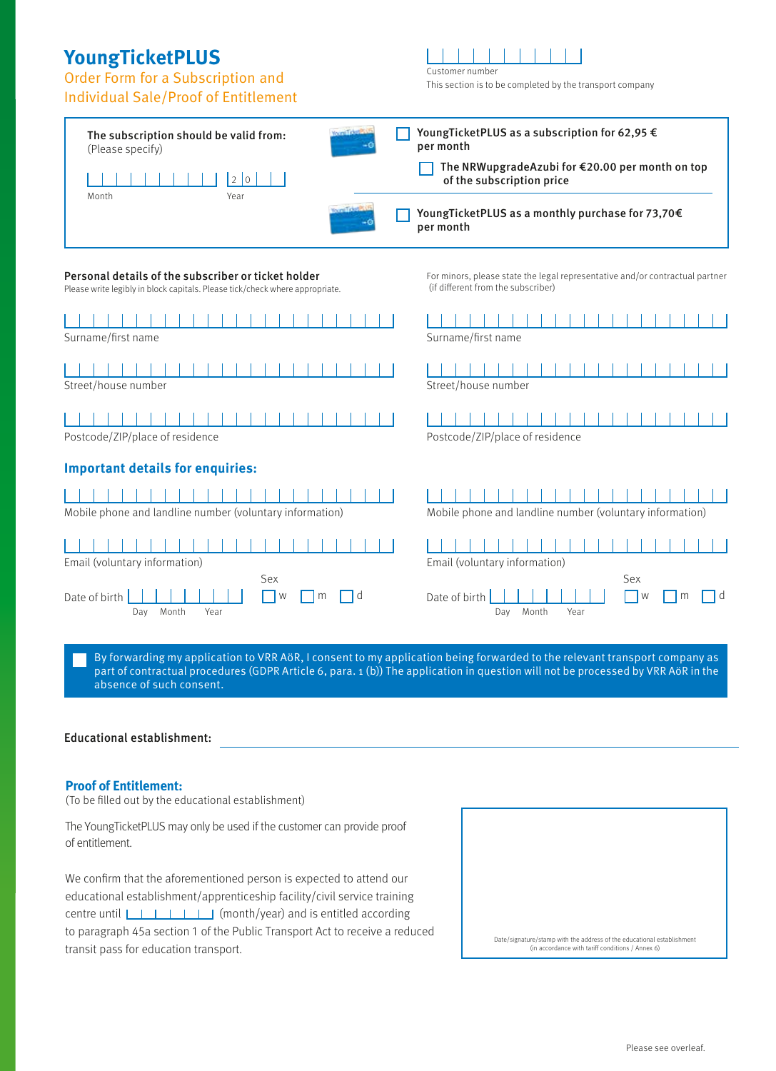# YoungTicketPLUS

## Order Form for a Subscription and Individual Sale/Proof of Entitlement

Customer number

This section is to be completed by the transport company

**The subscription should be valid from:**
(Please specify)

Month | Year 2 0

☐ **YoungTicketPLUS as a subscription for 62,95 € per month**

☐ **The NRWupgradeAzubi for €20.00 per month on top of the subscription price**

☐ **YoungTicketPLUS as a monthly purchase for 73,70€ per month**

**Personal details of the subscriber or ticket holder**
Please write legibly in block capitals. Please tick/check where appropriate.

Surname/first name

Street/house number

Postcode/ZIP/place of residence

### Important details for enquiries:

Mobile phone and landline number (voluntary information)

Email (voluntary information)

Date of birth (Day Month Year) Sex ☐ w ☐ m ☐ d

For minors, please state the legal representative and/or contractual partner (if different from the subscriber)

Surname/first name

Street/house number

Postcode/ZIP/place of residence

Mobile phone and landline number (voluntary information)

Email (voluntary information)

Date of birth (Day Month Year) Sex ☐ w ☐ m ☐ d

☐ By forwarding my application to VRR AöR, I consent to my application being forwarded to the relevant transport company as part of contractual procedures (GDPR Article 6, para. 1 (b)) The application in question will not be processed by VRR AöR in the absence of such consent.

**Educational establishment:**

### Proof of Entitlement:

(To be filled out by the educational establishment)

The YoungTicketPLUS may only be used if the customer can provide proof of entitlement.

We confirm that the aforementioned person is expected to attend our educational establishment/apprenticeship facility/civil service training centre until (month/year) and is entitled according to paragraph 45a section 1 of the Public Transport Act to receive a reduced transit pass for education transport.

Date/signature/stamp with the address of the educational establishment
(in accordance with tariff conditions / Annex 6)

Please see overleaf.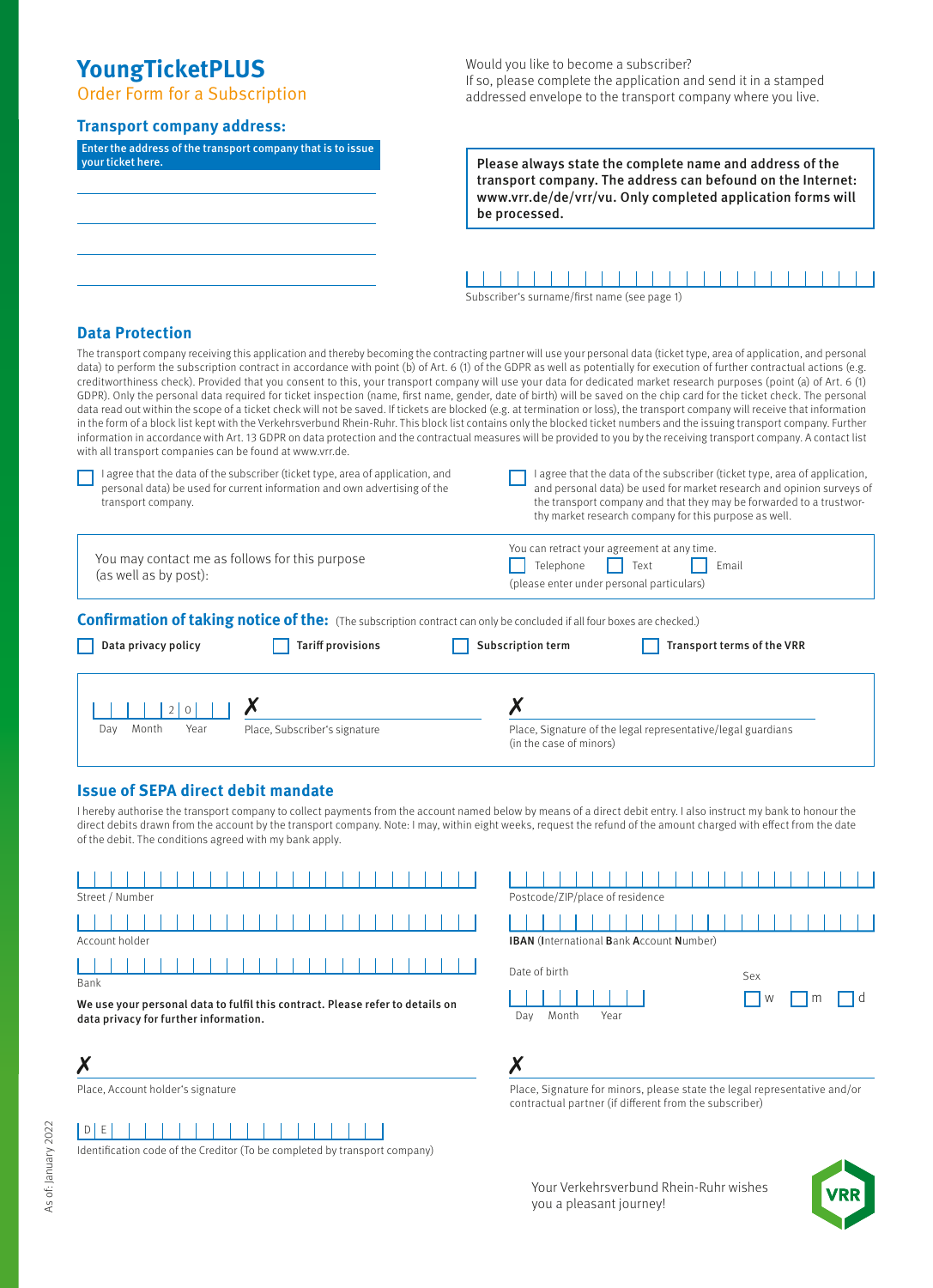# YoungTicketPLUS

Order Form for a Subscription

Would you like to become a subscriber?
If so, please complete the application and send it in a stamped addressed envelope to the transport company where you live.

## Transport company address:

Enter the address of the transport company that is to issue your ticket here.

Please always state the complete name and address of the transport company. The address can befound on the Internet: www.vrr.de/de/vrr/vu. Only completed application forms will be processed.

Subscriber's surname/first name (see page 1)

## Data Protection

The transport company receiving this application and thereby becoming the contracting partner will use your personal data (ticket type, area of application, and personal data) to perform the subscription contract in accordance with point (b) of Art. 6 (1) of the GDPR as well as potentially for execution of further contractual actions (e.g. creditworthiness check). Provided that you consent to this, your transport company will use your data for dedicated market research purposes (point (a) of Art. 6 (1) GDPR). Only the personal data required for ticket inspection (name, first name, gender, date of birth) will be saved on the chip card for the ticket check. The personal data read out within the scope of a ticket check will not be saved. If tickets are blocked (e.g. at termination or loss), the transport company will receive that information in the form of a block list kept with the Verkehrsverbund Rhein-Ruhr. This block list contains only the blocked ticket numbers and the issuing transport company. Further information in accordance with Art. 13 GDPR on data protection and the contractual measures will be provided to you by the receiving transport company. A contact list with all transport companies can be found at www.vrr.de.

☐ I agree that the data of the subscriber (ticket type, area of application, and personal data) be used for current information and own advertising of the transport company.

☐ I agree that the data of the subscriber (ticket type, area of application, and personal data) be used for market research and opinion surveys of the transport company and that they may be forwarded to a trustworthy market research company for this purpose as well.

You may contact me as follows for this purpose (as well as by post):

You can retract your agreement at any time.
☐ Telephone ☐ Text ☐ Email
(please enter under personal particulars)

## Confirmation of taking notice of the: (The subscription contract can only be concluded if all four boxes are checked.)

☐ Data privacy policy ☐ Tariff provisions ☐ Subscription term ☐ Transport terms of the VRR

Day Month Year (20__)

✗ Place, Subscriber's signature

✗ Place, Signature of the legal representative/legal guardians (in the case of minors)

## Issue of SEPA direct debit mandate

I hereby authorise the transport company to collect payments from the account named below by means of a direct debit entry. I also instruct my bank to honour the direct debits drawn from the account by the transport company. Note: I may, within eight weeks, request the refund of the amount charged with effect from the date of the debit. The conditions agreed with my bank apply.

Street / Number

Postcode/ZIP/place of residence

Account holder

**IBAN** (**I**nternational **B**ank **A**ccount **N**umber)

Bank

Date of birth
Day Month Year

Sex
☐ w ☐ m ☐ d

**We use your personal data to fulfil this contract. Please refer to details on data privacy for further information.**

✗ Place, Account holder's signature

✗ Place, Signature for minors, please state the legal representative and/or contractual partner (if different from the subscriber)

DE

Identification code of the Creditor (To be completed by transport company)

Your Verkehrsverbund Rhein-Ruhr wishes you a pleasant journey!

VRR

As of: January 2022